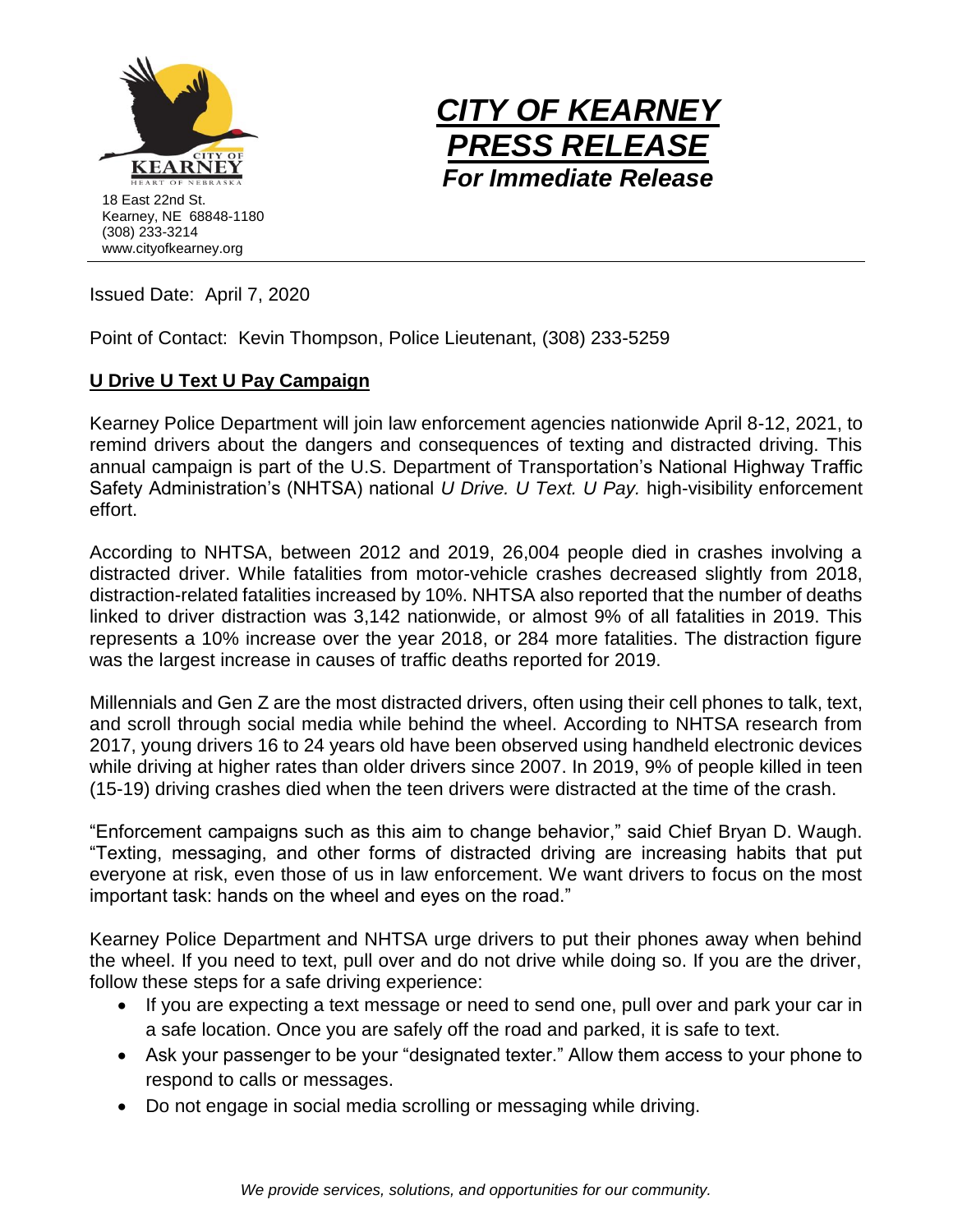18 East 22nd St.
Kearney, NE 68848-1180
(308) 233-3214
www.cityofkearney.org

# *CITY OF KEARNEY PRESS RELEASE*

***For Immediate Release***

---

Issued Date: April 7, 2020

Point of Contact: Kevin Thompson, Police Lieutenant, (308) 233-5259

## U Drive U Text U Pay Campaign

Kearney Police Department will join law enforcement agencies nationwide April 8-12, 2021, to remind drivers about the dangers and consequences of texting and distracted driving. This annual campaign is part of the U.S. Department of Transportation's National Highway Traffic Safety Administration's (NHTSA) national *U Drive. U Text. U Pay.* high-visibility enforcement effort.

According to NHTSA, between 2012 and 2019, 26,004 people died in crashes involving a distracted driver. While fatalities from motor-vehicle crashes decreased slightly from 2018, distraction-related fatalities increased by 10%. NHTSA also reported that the number of deaths linked to driver distraction was 3,142 nationwide, or almost 9% of all fatalities in 2019. This represents a 10% increase over the year 2018, or 284 more fatalities. The distraction figure was the largest increase in causes of traffic deaths reported for 2019.

Millennials and Gen Z are the most distracted drivers, often using their cell phones to talk, text, and scroll through social media while behind the wheel. According to NHTSA research from 2017, young drivers 16 to 24 years old have been observed using handheld electronic devices while driving at higher rates than older drivers since 2007. In 2019, 9% of people killed in teen (15-19) driving crashes died when the teen drivers were distracted at the time of the crash.

"Enforcement campaigns such as this aim to change behavior," said Chief Bryan D. Waugh. "Texting, messaging, and other forms of distracted driving are increasing habits that put everyone at risk, even those of us in law enforcement. We want drivers to focus on the most important task: hands on the wheel and eyes on the road."

Kearney Police Department and NHTSA urge drivers to put their phones away when behind the wheel. If you need to text, pull over and do not drive while doing so. If you are the driver, follow these steps for a safe driving experience:

- If you are expecting a text message or need to send one, pull over and park your car in a safe location. Once you are safely off the road and parked, it is safe to text.
- Ask your passenger to be your "designated texter." Allow them access to your phone to respond to calls or messages.
- Do not engage in social media scrolling or messaging while driving.

*We provide services, solutions, and opportunities for our community.*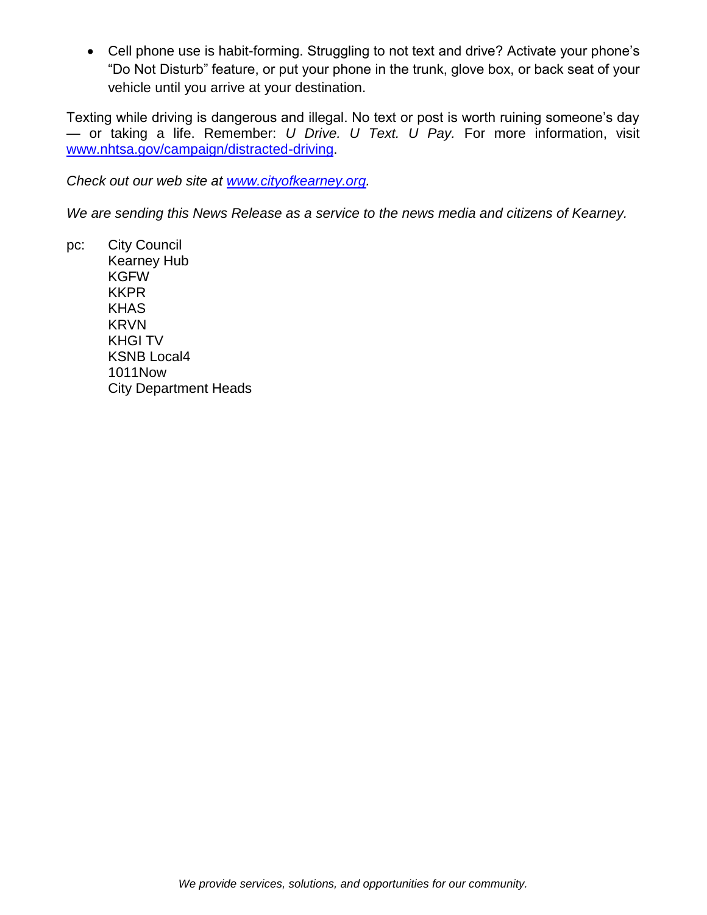- Cell phone use is habit-forming. Struggling to not text and drive? Activate your phone's "Do Not Disturb" feature, or put your phone in the trunk, glove box, or back seat of your vehicle until you arrive at your destination.

Texting while driving is dangerous and illegal. No text or post is worth ruining someone's day — or taking a life. Remember: *U Drive. U Text. U Pay.* For more information, visit [www.nhtsa.gov/campaign/distracted-driving](www.nhtsa.gov/campaign/distracted-driving).

*Check out our web site at [www.cityofkearney.org](www.cityofkearney.org).*

*We are sending this News Release as a service to the news media and citizens of Kearney.*

pc: City Council
Kearney Hub
KGFW
KKPR
KHAS
KRVN
KHGI TV
KSNB Local4
1011Now
City Department Heads

*We provide services, solutions, and opportunities for our community.*